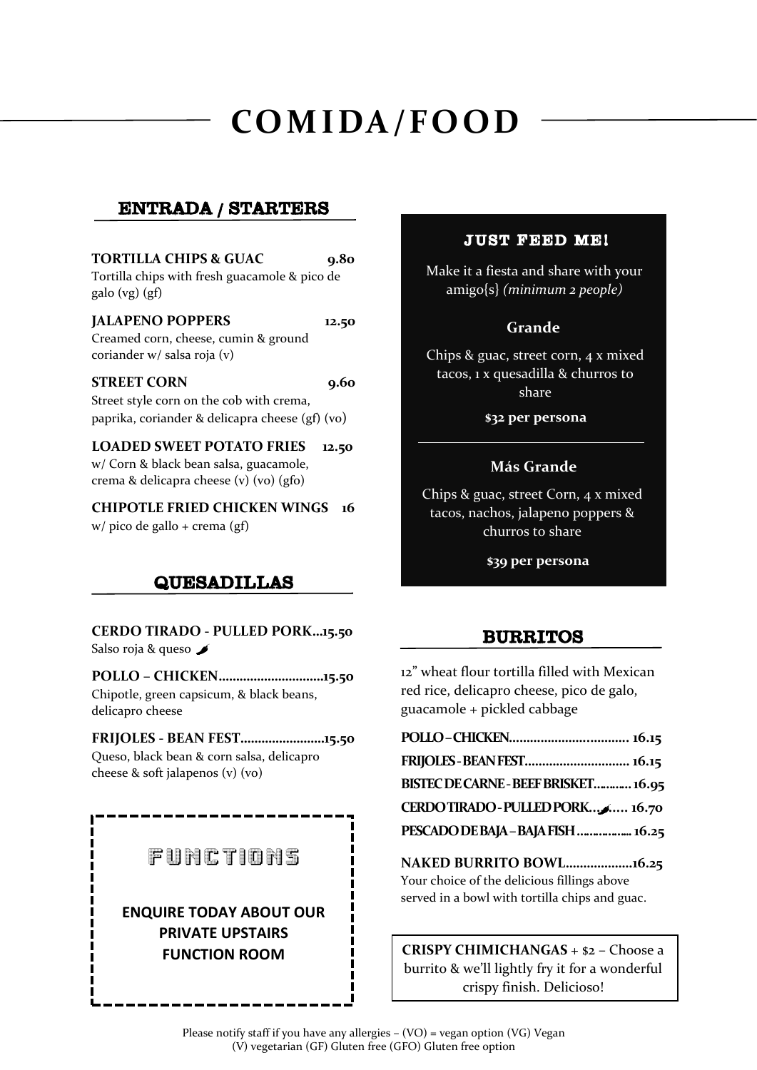# COMIDA/FOOD

## ENTRADA / STARTERS

**TORTILLA CHIPS & GUAC** 9.80
Tortilla chips with fresh guacamole & pico de galo (vg) (gf)

**JALAPENO POPPERS** 12.50
Creamed corn, cheese, cumin & ground coriander w/ salsa roja (v)

**STREET CORN** 9.60
Street style corn on the cob with crema, paprika, coriander & delicapra cheese (gf) (vo)

**LOADED SWEET POTATO FRIES** 12.50
w/ Corn & black bean salsa, guacamole, crema & delicapra cheese (v) (vo) (gfo)

**CHIPOTLE FRIED CHICKEN WINGS** 16
w/ pico de gallo + crema (gf)

## QUESADILLAS

**CERDO TIRADO - PULLED PORK...15.50**
Salso roja & queso 🌶

**POLLO – CHICKEN..............................15.50**
Chipotle, green capsicum, & black beans, delicapro cheese

**FRIJOLES - BEAN FEST........................15.50**
Queso, black bean & corn salsa, delicapro cheese & soft jalapenos (v) (vo)

## FUNCTIONS

**ENQUIRE TODAY ABOUT OUR PRIVATE UPSTAIRS FUNCTION ROOM**

## JUST FEED ME!

Make it a fiesta and share with your amigo{s} *(minimum 2 people)*

### Grande

Chips & guac, street corn, 4 x mixed tacos, 1 x quesadilla & churros to share

**$32 per persona**

### Más Grande

Chips & guac, street Corn, 4 x mixed tacos, nachos, jalapeno poppers & churros to share

**$39 per persona**

## BURRITOS

12" wheat flour tortilla filled with Mexican red rice, delicapro cheese, pico de galo, guacamole + pickled cabbage

**POLLO – CHICKEN.................................. 16.15**

**FRIJOLES - BEAN FEST.............................. 16.15**

**BISTEC DE CARNE - BEEF BRISKET............ 16.95**

**CERDO TIRADO - PULLED PORK...🌶..... 16.70**

**PESCADO DE BAJA – BAJA FISH ................. 16.25**

**NAKED BURRITO BOWL...................16.25**
Your choice of the delicious fillings above served in a bowl with tortilla chips and guac.

**CRISPY CHIMICHANGAS** + $2 – Choose a burrito & we'll lightly fry it for a wonderful crispy finish. Delicioso!

Please notify staff if you have any allergies – (VO) = vegan option (VG) Vegan (V) vegetarian (GF) Gluten free (GFO) Gluten free option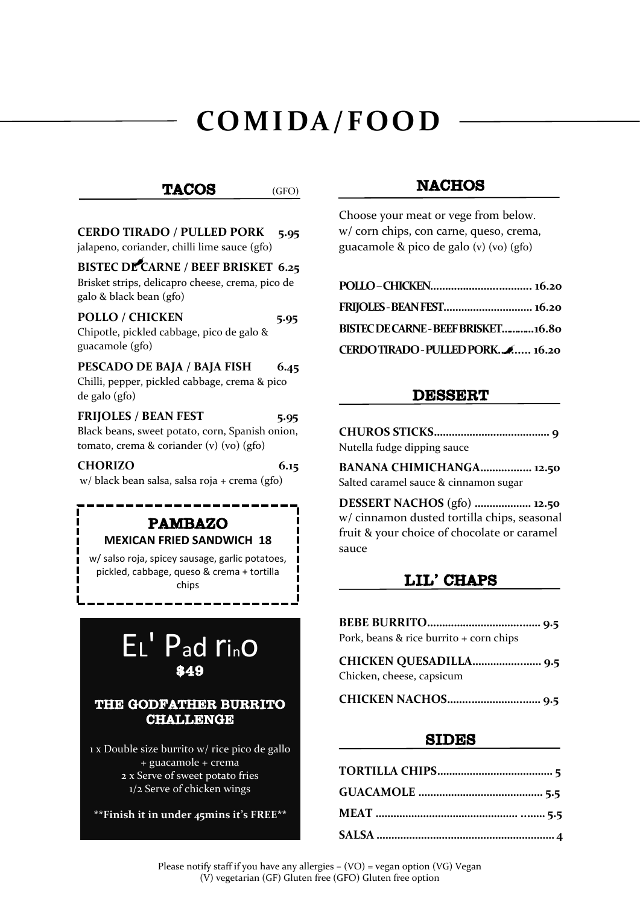# COMIDA/FOOD

## TACOS (GFO)

**CERDO TIRADO / PULLED PORK 5.95**
jalapeno, coriander, chilli lime sauce (gfo)

**BISTEC DE CARNE / BEEF BRISKET 6.25**
Brisket strips, delicapro cheese, crema, pico de galo & black bean (gfo)

**POLLO / CHICKEN 5.95**
Chipotle, pickled cabbage, pico de galo & guacamole (gfo)

**PESCADO DE BAJA / BAJA FISH 6.45**
Chilli, pepper, pickled cabbage, crema & pico de galo (gfo)

**FRIJOLES / BEAN FEST 5.95**
Black beans, sweet potato, corn, Spanish onion, tomato, crema & coriander (v) (vo) (gfo)

**CHORIZO 6.15**
w/ black bean salsa, salsa roja + crema (gfo)

## PAMBAZO

**MEXICAN FRIED SANDWICH 18**

w/ salso roja, spicey sausage, garlic potatoes, pickled, cabbage, queso & crema + tortilla chips

## EL' Padrino

**$49**

### THE GODFATHER BURRITO CHALLENGE

1 x Double size burrito w/ rice pico de gallo + guacamole + crema
2 x Serve of sweet potato fries
1/2 Serve of chicken wings

****Finish it in under 45mins it's FREE****

## NACHOS

Choose your meat or vege from below.
w/ corn chips, con carne, queso, crema, guacamole & pico de galo (v) (vo) (gfo)

**POLLO – CHICKEN................................ 16.20**

**FRIJOLES - BEAN FEST............................ 16.20**

**BISTEC DE CARNE - BEEF BRISKET...........16.80**

**CERDO TIRADO - PULLED PORK........ 16.20**

## DESSERT

**CHUROS STICKS...................................... 9**
Nutella fudge dipping sauce

**BANANA CHIMICHANGA................ 12.50**
Salted caramel sauce & cinnamon sugar

**DESSERT NACHOS** (gfo) **.................. 12.50**
w/ cinnamon dusted tortilla chips, seasonal fruit & your choice of chocolate or caramel sauce

## LIL' CHAPS

**BEBE BURRITO...................................... 9.5**
Pork, beans & rice burrito + corn chips

**CHICKEN QUESADILLA....................... 9.5**
Chicken, cheese, capsicum

**CHICKEN NACHOS.............................. 9.5**

## SIDES

**TORTILLA CHIPS...................................... 5**

**GUACAMOLE .......................................... 5.5**

**MEAT ................................................ ........ 5.5**

**SALSA ........................................................... 4**

Please notify staff if you have any allergies – (VO) = vegan option (VG) Vegan
(V) vegetarian (GF) Gluten free (GFO) Gluten free option